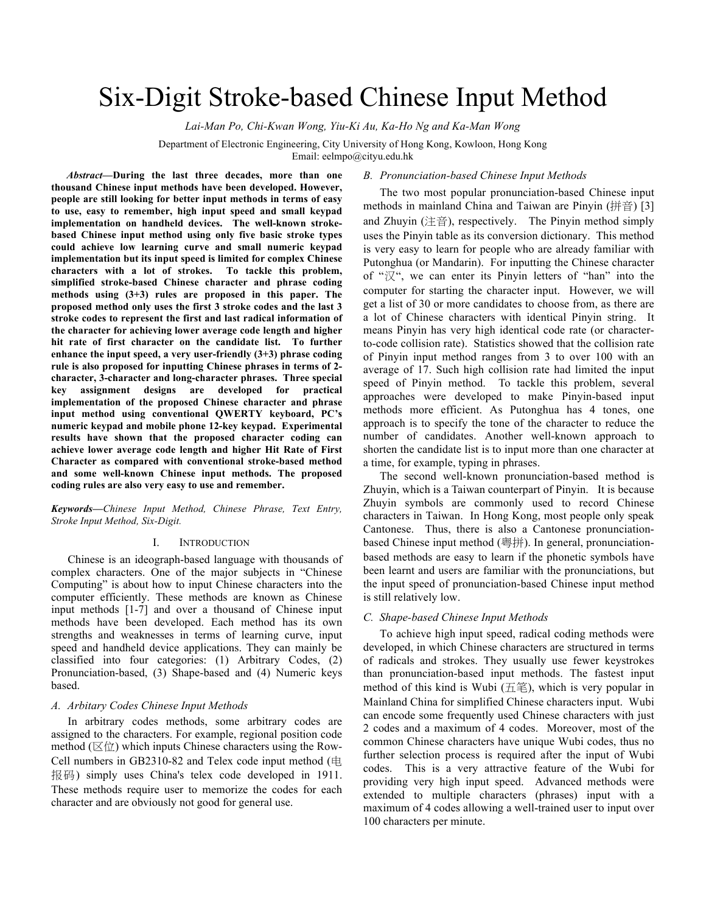// Six-Digit Stroke-based Chinese Input Method

*Lai-Man Po, Chi-Kwan Wong, Yiu-Ki Au, Ka-Ho Ng and Ka-Man Wong*

Department of Electronic Engineering, City University of Hong Kong, Kowloon, Hong Kong
Email: eelmpo@cityu.edu.hk

***Abstract*—During the last three decades, more than one thousand Chinese input methods have been developed. However, people are still looking for better input methods in terms of easy to use, easy to remember, high input speed and small keypad implementation on handheld devices. The well-known stroke-based Chinese input method using only five basic stroke types could achieve low learning curve and small numeric keypad implementation but its input speed is limited for complex Chinese characters with a lot of strokes. To tackle this problem, simplified stroke-based Chinese character and phrase coding methods using (3+3) rules are proposed in this paper. The proposed method only uses the first 3 stroke codes and the last 3 stroke codes to represent the first and last radical information of the character for achieving lower average code length and higher hit rate of first character on the candidate list. To further enhance the input speed, a very user-friendly (3+3) phrase coding rule is also proposed for inputting Chinese phrases in terms of 2-character, 3-character and long-character phrases. Three special key assignment designs are developed for practical implementation of the proposed Chinese character and phrase input method using conventional QWERTY keyboard, PC's numeric keypad and mobile phone 12-key keypad. Experimental results have shown that the proposed character coding can achieve lower average code length and higher Hit Rate of First Character as compared with conventional stroke-based method and some well-known Chinese input methods. The proposed coding rules are also very easy to use and remember.**

***Keywords*—*Chinese Input Method, Chinese Phrase, Text Entry, Stroke Input Method, Six-Digit.***

## I. INTRODUCTION

Chinese is an ideograph-based language with thousands of complex characters. One of the major subjects in "Chinese Computing" is about how to input Chinese characters into the computer efficiently. These methods are known as Chinese input methods [1-7] and over a thousand of Chinese input methods have been developed. Each method has its own strengths and weaknesses in terms of learning curve, input speed and handheld device applications. They can mainly be classified into four categories: (1) Arbitrary Codes, (2) Pronunciation-based, (3) Shape-based and (4) Numeric keys based.

### *A. Arbitary Codes Chinese Input Methods*

In arbitrary codes methods, some arbitrary codes are assigned to the characters. For example, regional position code method (区位) which inputs Chinese characters using the Row-Cell numbers in GB2310-82 and Telex code input method (电报码) simply uses China's telex code developed in 1911. These methods require user to memorize the codes for each character and are obviously not good for general use.

### *B. Pronunciation-based Chinese Input Methods*

The two most popular pronunciation-based Chinese input methods in mainland China and Taiwan are Pinyin (拼音) [3] and Zhuyin (注音), respectively. The Pinyin method simply uses the Pinyin table as its conversion dictionary. This method is very easy to learn for people who are already familiar with Putonghua (or Mandarin). For inputting the Chinese character of "汉", we can enter its Pinyin letters of "han" into the computer for starting the character input. However, we will get a list of 30 or more candidates to choose from, as there are a lot of Chinese characters with identical Pinyin string. It means Pinyin has very high identical code rate (or character-to-code collision rate). Statistics showed that the collision rate of Pinyin input method ranges from 3 to over 100 with an average of 17. Such high collision rate had limited the input speed of Pinyin method. To tackle this problem, several approaches were developed to make Pinyin-based input methods more efficient. As Putonghua has 4 tones, one approach is to specify the tone of the character to reduce the number of candidates. Another well-known approach to shorten the candidate list is to input more than one character at a time, for example, typing in phrases.

The second well-known pronunciation-based method is Zhuyin, which is a Taiwan counterpart of Pinyin. It is because Zhuyin symbols are commonly used to record Chinese characters in Taiwan. In Hong Kong, most people only speak Cantonese. Thus, there is also a Cantonese pronunciation-based Chinese input method (粤拼). In general, pronunciation-based methods are easy to learn if the phonetic symbols have been learnt and users are familiar with the pronunciations, but the input speed of pronunciation-based Chinese input method is still relatively low.

### *C. Shape-based Chinese Input Methods*

To achieve high input speed, radical coding methods were developed, in which Chinese characters are structured in terms of radicals and strokes. They usually use fewer keystrokes than pronunciation-based input methods. The fastest input method of this kind is Wubi (五笔), which is very popular in Mainland China for simplified Chinese characters input. Wubi can encode some frequently used Chinese characters with just 2 codes and a maximum of 4 codes. Moreover, most of the common Chinese characters have unique Wubi codes, thus no further selection process is required after the input of Wubi codes. This is a very attractive feature of the Wubi for providing very high input speed. Advanced methods were extended to multiple characters (phrases) input with a maximum of 4 codes allowing a well-trained user to input over 100 characters per minute.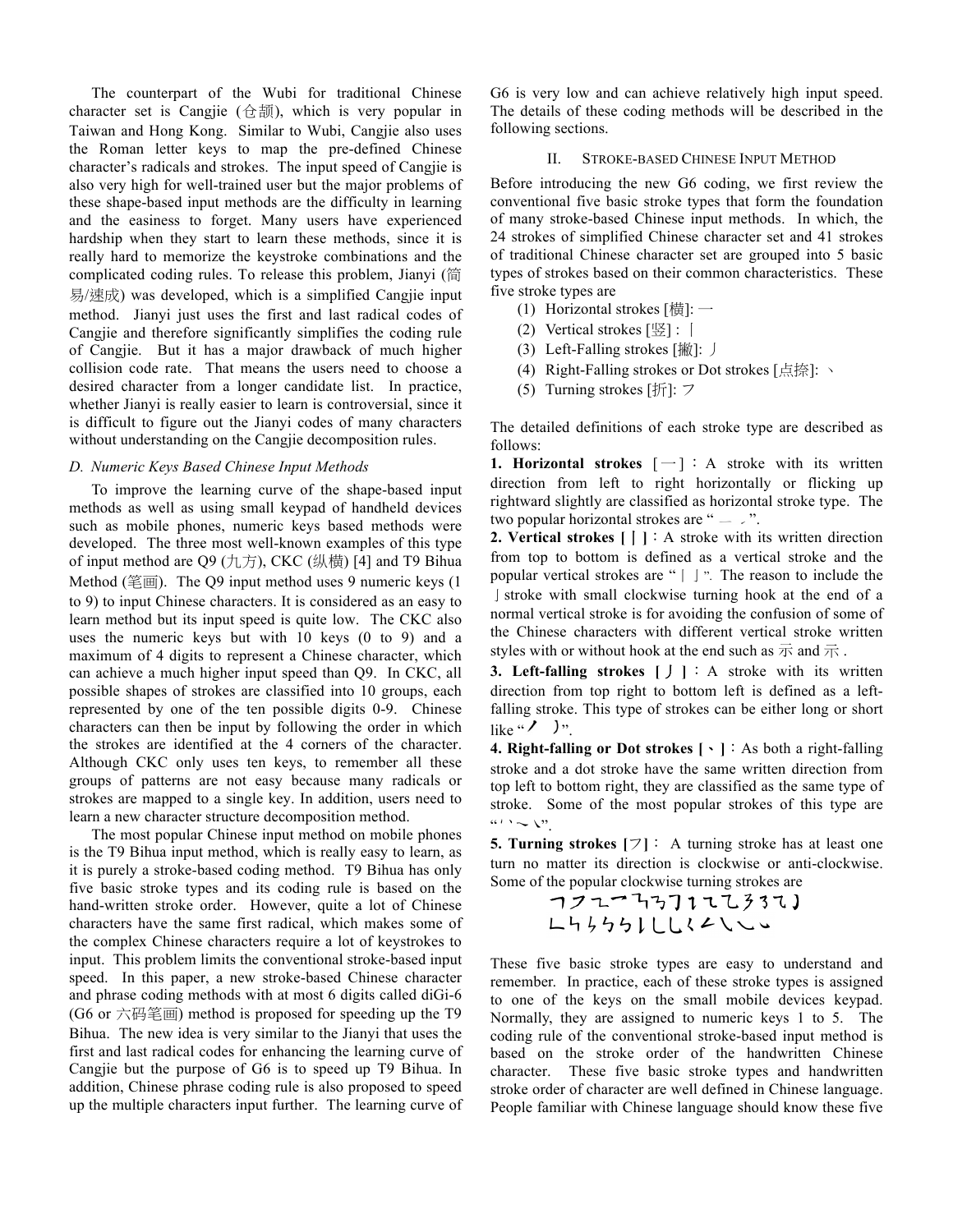The counterpart of the Wubi for traditional Chinese character set is Cangjie (仓颉), which is very popular in Taiwan and Hong Kong. Similar to Wubi, Cangjie also uses the Roman letter keys to map the pre-defined Chinese character's radicals and strokes. The input speed of Cangjie is also very high for well-trained user but the major problems of these shape-based input methods are the difficulty in learning and the easiness to forget. Many users have experienced hardship when they start to learn these methods, since it is really hard to memorize the keystroke combinations and the complicated coding rules. To release this problem, Jianyi (简易/速成) was developed, which is a simplified Cangjie input method. Jianyi just uses the first and last radical codes of Cangjie and therefore significantly simplifies the coding rule of Cangjie. But it has a major drawback of much higher collision code rate. That means the users need to choose a desired character from a longer candidate list. In practice, whether Jianyi is really easier to learn is controversial, since it is difficult to figure out the Jianyi codes of many characters without understanding on the Cangjie decomposition rules.

### D. Numeric Keys Based Chinese Input Methods

To improve the learning curve of the shape-based input methods as well as using small keypad of handheld devices such as mobile phones, numeric keys based methods were developed. The three most well-known examples of this type of input method are Q9 (九方), CKC (纵横) [4] and T9 Bihua Method (笔画). The Q9 input method uses 9 numeric keys (1 to 9) to input Chinese characters. It is considered as an easy to learn method but its input speed is quite low. The CKC also uses the numeric keys but with 10 keys (0 to 9) and a maximum of 4 digits to represent a Chinese character, which can achieve a much higher input speed than Q9. In CKC, all possible shapes of strokes are classified into 10 groups, each represented by one of the ten possible digits 0-9. Chinese characters can then be input by following the order in which the strokes are identified at the 4 corners of the character. Although CKC only uses ten keys, to remember all these groups of patterns are not easy because many radicals or strokes are mapped to a single key. In addition, users need to learn a new character structure decomposition method.

The most popular Chinese input method on mobile phones is the T9 Bihua input method, which is really easy to learn, as it is purely a stroke-based coding method. T9 Bihua has only five basic stroke types and its coding rule is based on the hand-written stroke order. However, quite a lot of Chinese characters have the same first radical, which makes some of the complex Chinese characters require a lot of keystrokes to input. This problem limits the conventional stroke-based input speed. In this paper, a new stroke-based Chinese character and phrase coding methods with at most 6 digits called diGi-6 (G6 or 六码笔画) method is proposed for speeding up the T9 Bihua. The new idea is very similar to the Jianyi that uses the first and last radical codes for enhancing the learning curve of Cangjie but the purpose of G6 is to speed up T9 Bihua. In addition, Chinese phrase coding rule is also proposed to speed up the multiple characters input further. The learning curve of G6 is very low and can achieve relatively high input speed. The details of these coding methods will be described in the following sections.

## II. Stroke-based Chinese Input Method

Before introducing the new G6 coding, we first review the conventional five basic stroke types that form the foundation of many stroke-based Chinese input methods. In which, the 24 strokes of simplified Chinese character set and 41 strokes of traditional Chinese character set are grouped into 5 basic types of strokes based on their common characteristics. These five stroke types are

1. Horizontal strokes [横]: 一
2. Vertical strokes [竖] : 丨
3. Left-Falling strokes [撇]: 丿
4. Right-Falling strokes or Dot strokes [点捺]: 丶
5. Turning strokes [折]: フ

The detailed definitions of each stroke type are described as follows:

**1. Horizontal strokes [一]**：A stroke with its written direction from left to right horizontally or flicking up rightward slightly are classified as horizontal stroke type. The two popular horizontal strokes are "一 ㇀".

**2. Vertical strokes [丨]**：A stroke with its written direction from top to bottom is defined as a vertical stroke and the popular vertical strokes are "丨 亅". The reason to include the 亅 stroke with small clockwise turning hook at the end of a normal vertical stroke is for avoiding the confusion of some of the Chinese characters with different vertical stroke written styles with or without hook at the end such as 示 and 示 .

**3. Left-falling strokes [丿]**：A stroke with its written direction from top right to bottom left is defined as a left-falling stroke. This type of strokes can be either long or short like "丿 ㇓".

**4. Right-falling or Dot strokes [丶]**：As both a right-falling stroke and a dot stroke have the same written direction from top left to bottom right, they are classified as the same type of stroke. Some of the most popular strokes of this type are "丶 ㇏ ㇝ ㇂".

**5. Turning strokes [フ]**： A turning stroke has at least one turn no matter its direction is clockwise or anti-clockwise. Some of the popular clockwise turning strokes are

㇇ ㇇ ㇅ ㇖ ㇍ ㇋ ㇆ ㇈ ㇈ ㇈ ㇎ ㇌ ㇈ ㇆
㇗ ㇉ ㇉ ㇉ ㇉ ㇄ ㇄ ㇃ ㇛ ㇜ ㇂ ㇂ ㇃

These five basic stroke types are easy to understand and remember. In practice, each of these stroke types is assigned to one of the keys on the small mobile devices keypad. Normally, they are assigned to numeric keys 1 to 5. The coding rule of the conventional stroke-based input method is based on the stroke order of the handwritten Chinese character. These five basic stroke types and handwritten stroke order of character are well defined in Chinese language. People familiar with Chinese language should know these five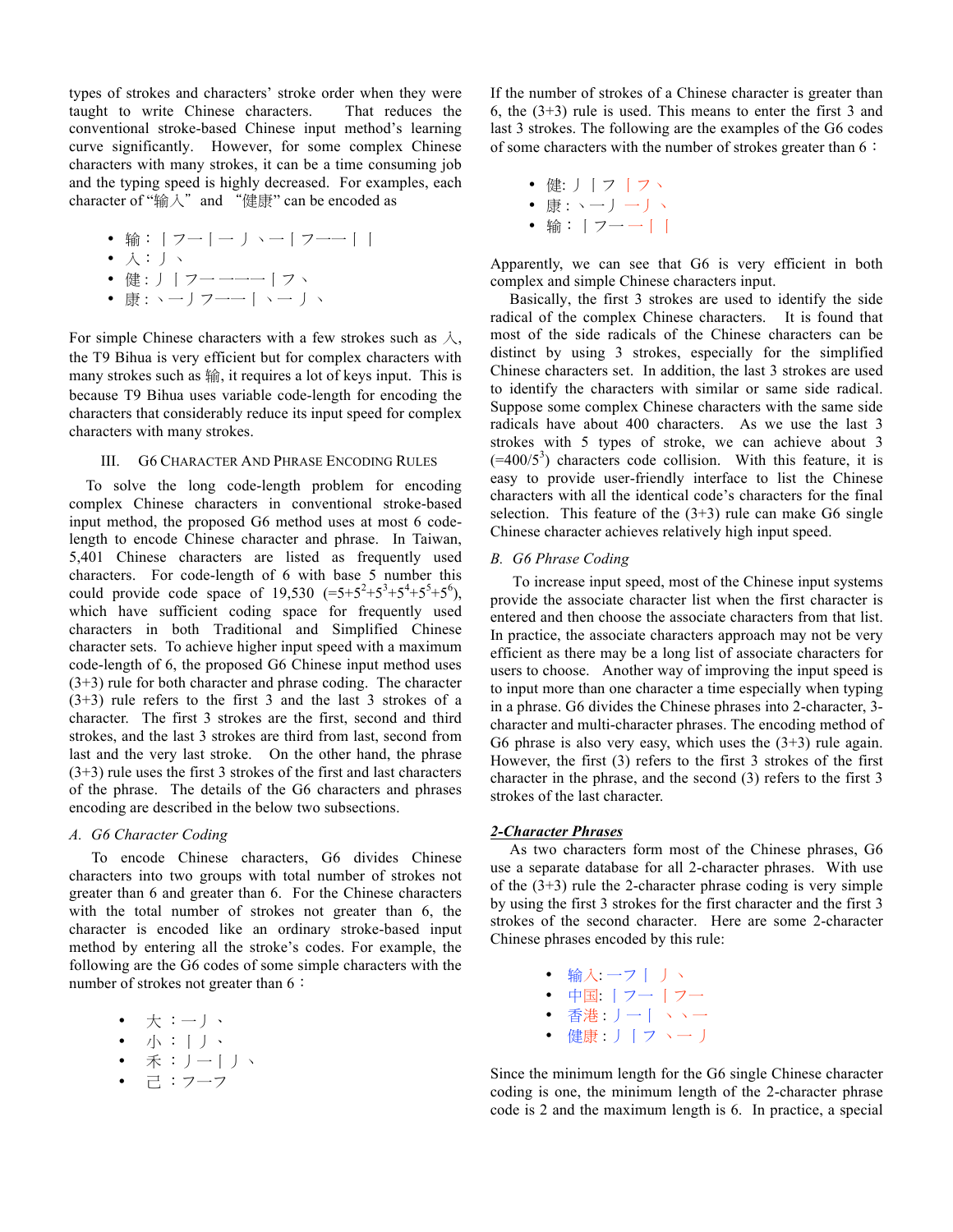types of strokes and characters' stroke order when they were taught to write Chinese characters. That reduces the conventional stroke-based Chinese input method's learning curve significantly. However, for some complex Chinese characters with many strokes, it can be a time consuming job and the typing speed is highly decreased. For examples, each character of "輸入" and "健康" can be encoded as

- 輸：丨フ一丨一丿丶一丨フ一一丨丨
- 入：丿丶
- 健：丿丨フ一一一一丨フ丶
- 康：丶一丿フ一一丨丶一丿丶

For simple Chinese characters with a few strokes such as 入, the T9 Bihua is very efficient but for complex characters with many strokes such as 輸, it requires a lot of keys input. This is because T9 Bihua uses variable code-length for encoding the characters that considerably reduce its input speed for complex characters with many strokes.

## III. G6 Character And Phrase Encoding Rules

To solve the long code-length problem for encoding complex Chinese characters in conventional stroke-based input method, the proposed G6 method uses at most 6 code-length to encode Chinese character and phrase. In Taiwan, 5,401 Chinese characters are listed as frequently used characters. For code-length of 6 with base 5 number this could provide code space of 19,530 ($=5+5^2+5^3+5^4+5^5+5^6$), which have sufficient coding space for frequently used characters in both Traditional and Simplified Chinese character sets. To achieve higher input speed with a maximum code-length of 6, the proposed G6 Chinese input method uses (3+3) rule for both character and phrase coding. The character (3+3) rule refers to the first 3 and the last 3 strokes of a character. The first 3 strokes are the first, second and third strokes, and the last 3 strokes are third from last, second from last and the very last stroke. On the other hand, the phrase (3+3) rule uses the first 3 strokes of the first and last characters of the phrase. The details of the G6 characters and phrases encoding are described in the below two subsections.

### A. G6 Character Coding

To encode Chinese characters, G6 divides Chinese characters into two groups with total number of strokes not greater than 6 and greater than 6. For the Chinese characters with the total number of strokes not greater than 6, the character is encoded like an ordinary stroke-based input method by entering all the stroke's codes. For example, the following are the G6 codes of some simple characters with the number of strokes not greater than 6：

- 大 ：一丿丶
- 小 ：丨丿丶
- 禾 ：丿一丨丿丶
- 己 ：フ一フ

If the number of strokes of a Chinese character is greater than 6, the (3+3) rule is used. This means to enter the first 3 and last 3 strokes. The following are the examples of the G6 codes of some characters with the number of strokes greater than 6：

- 健: 丿丨フ 丨フ丶
- 康 : 丶一丿 一丿丶
- 輸 : 丨フ一 一丨丨

Apparently, we can see that G6 is very efficient in both complex and simple Chinese characters input.

Basically, the first 3 strokes are used to identify the side radical of the complex Chinese characters. It is found that most of the side radicals of the Chinese characters can be distinct by using 3 strokes, especially for the simplified Chinese characters set. In addition, the last 3 strokes are used to identify the characters with similar or same side radical. Suppose some complex Chinese characters with the same side radicals have about 400 characters. As we use the last 3 strokes with 5 types of stroke, we can achieve about 3 ($=400/5^3$) characters code collision. With this feature, it is easy to provide user-friendly interface to list the Chinese characters with all the identical code's characters for the final selection. This feature of the (3+3) rule can make G6 single Chinese character achieves relatively high input speed.

### B. G6 Phrase Coding

To increase input speed, most of the Chinese input systems provide the associate character list when the first character is entered and then choose the associate characters from that list. In practice, the associate characters approach may not be very efficient as there may be a long list of associate characters for users to choose. Another way of improving the input speed is to input more than one character a time especially when typing in a phrase. G6 divides the Chinese phrases into 2-character, 3-character and multi-character phrases. The encoding method of G6 phrase is also very easy, which uses the (3+3) rule again. However, the first (3) refers to the first 3 strokes of the first character in the phrase, and the second (3) refers to the first 3 strokes of the last character.

***2-Character Phrases***

As two characters form most of the Chinese phrases, G6 use a separate database for all 2-character phrases. With use of the (3+3) rule the 2-character phrase coding is very simple by using the first 3 strokes for the first character and the first 3 strokes of the second character. Here are some 2-character Chinese phrases encoded by this rule:

- 輸入: 一フ丨 丿丶
- 中国: 丨フ一 丨フ一
- 香港 : 丿一丨 丶丶一
- 健康 : 丿丨フ 丶一丿

Since the minimum length for the G6 single Chinese character coding is one, the minimum length of the 2-character phrase code is 2 and the maximum length is 6. In practice, a special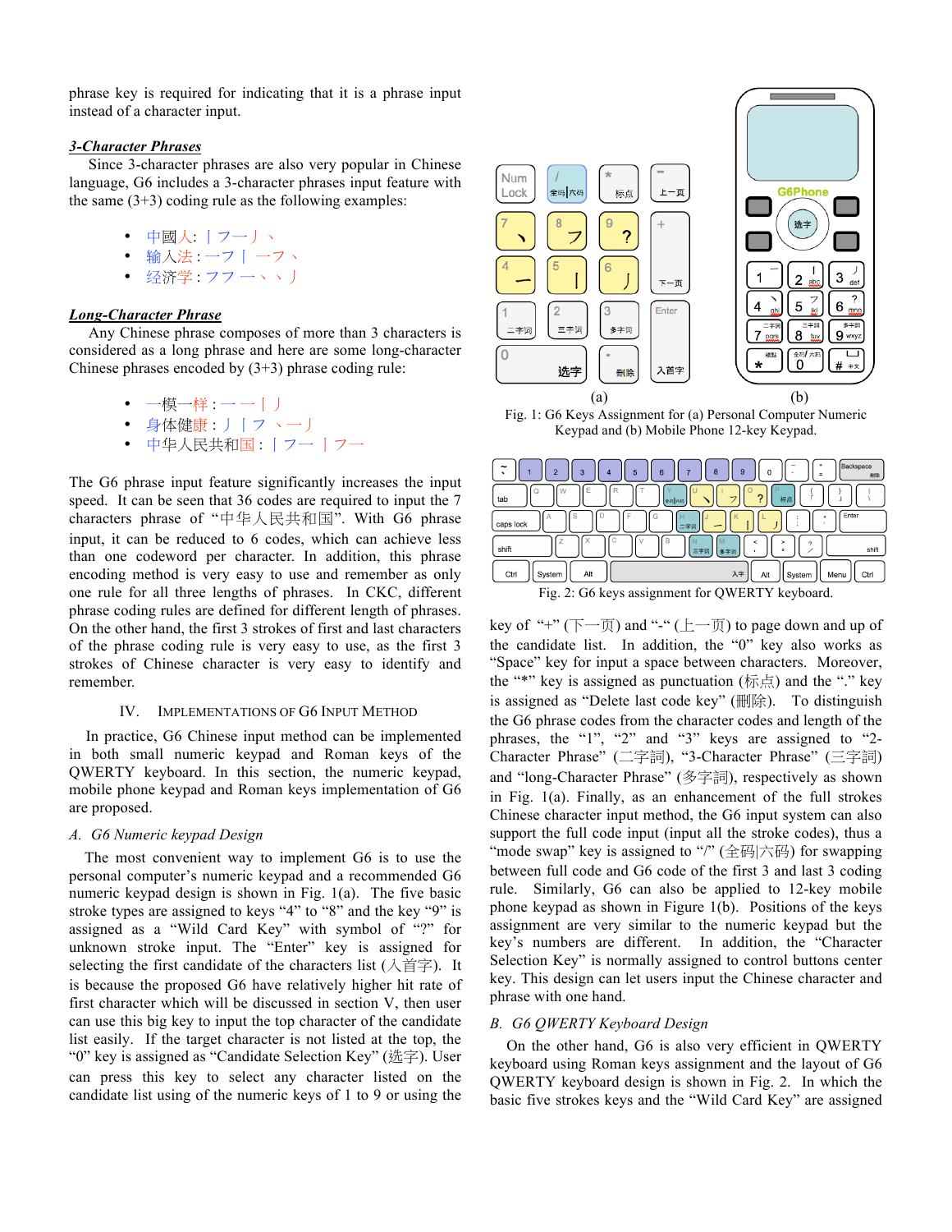phrase key is required for indicating that it is a phrase input instead of a character input.

### *3-Character Phrases*

Since 3-character phrases are also very popular in Chinese language, G6 includes a 3-character phrases input feature with the same (3+3) coding rule as the following examples:

- 中國人: 丨フ一丿丶
- 输入法 : 一フ丨 一フ丶
- 经济学 : フフ 一丶丶丿

### *Long-Character Phrase*

Any Chinese phrase composes of more than 3 characters is considered as a long phrase and here are some long-character Chinese phrases encoded by (3+3) phrase coding rule:

- 一模一样 : 一 一 丨 丿
- 身体健康 : 丿 丨 フ 丶一丿
- 中华人民共和国 : 丨フ一 丨フ一

The G6 phrase input feature significantly increases the input speed. It can be seen that 36 codes are required to input the 7 characters phrase of "中华人民共和国". With G6 phrase input, it can be reduced to 6 codes, which can achieve less than one codeword per character. In addition, this phrase encoding method is very easy to use and remember as only one rule for all three lengths of phrases. In CKC, different phrase coding rules are defined for different length of phrases. On the other hand, the first 3 strokes of first and last characters of the phrase coding rule is very easy to use, as the first 3 strokes of Chinese character is very easy to identify and remember.

## IV. Implementations of G6 Input Method

In practice, G6 Chinese input method can be implemented in both small numeric keypad and Roman keys of the QWERTY keyboard. In this section, the numeric keypad, mobile phone keypad and Roman keys implementation of G6 are proposed.

### *A. G6 Numeric keypad Design*

The most convenient way to implement G6 is to use the personal computer's numeric keypad and a recommended G6 numeric keypad design is shown in Fig. 1(a). The five basic stroke types are assigned to keys "4" to "8" and the key "9" is assigned as a "Wild Card Key" with symbol of "?" for unknown stroke input. The "Enter" key is assigned for selecting the first candidate of the characters list (入首字). It is because the proposed G6 have relatively higher hit rate of first character which will be discussed in section V, then user can use this big key to input the top character of the candidate list easily. If the target character is not listed at the top, the "0" key is assigned as "Candidate Selection Key" (选字). User can press this key to select any character listed on the candidate list using of the numeric keys of 1 to 9 or using the key of "+" (下一页) and "-" (上一页) to page down and up of the candidate list. In addition, the "0" key also works as "Space" key for input a space between characters. Moreover, the "*" key is assigned as punctuation (标点) and the "." key is assigned as "Delete last code key" (刪除). To distinguish the G6 phrase codes from the character codes and length of the phrases, the "1", "2" and "3" keys are assigned to "2-Character Phrase" (二字詞), "3-Character Phrase" (三字詞) and "long-Character Phrase" (多字詞), respectively as shown in Fig. 1(a). Finally, as an enhancement of the full strokes Chinese character input method, the G6 input system can also support the full code input (input all the stroke codes), thus a "mode swap" key is assigned to "/" (全码|六码) for swapping between full code and G6 code of the first 3 and last 3 coding rule. Similarly, G6 can also be applied to 12-key mobile phone keypad as shown in Figure 1(b). Positions of the keys assignment are very similar to the numeric keypad but the key's numbers are different. In addition, the "Character Selection Key" is normally assigned to control buttons center key. This design can let users input the Chinese character and phrase with one hand.

Fig. 1: G6 Keys Assignment for (a) Personal Computer Numeric Keypad and (b) Mobile Phone 12-key Keypad.

Fig. 2: G6 keys assignment for QWERTY keyboard.

### *B. G6 QWERTY Keyboard Design*

On the other hand, G6 is also very efficient in QWERTY keyboard using Roman keys assignment and the layout of G6 QWERTY keyboard design is shown in Fig. 2. In which the basic five strokes keys and the "Wild Card Key" are assigned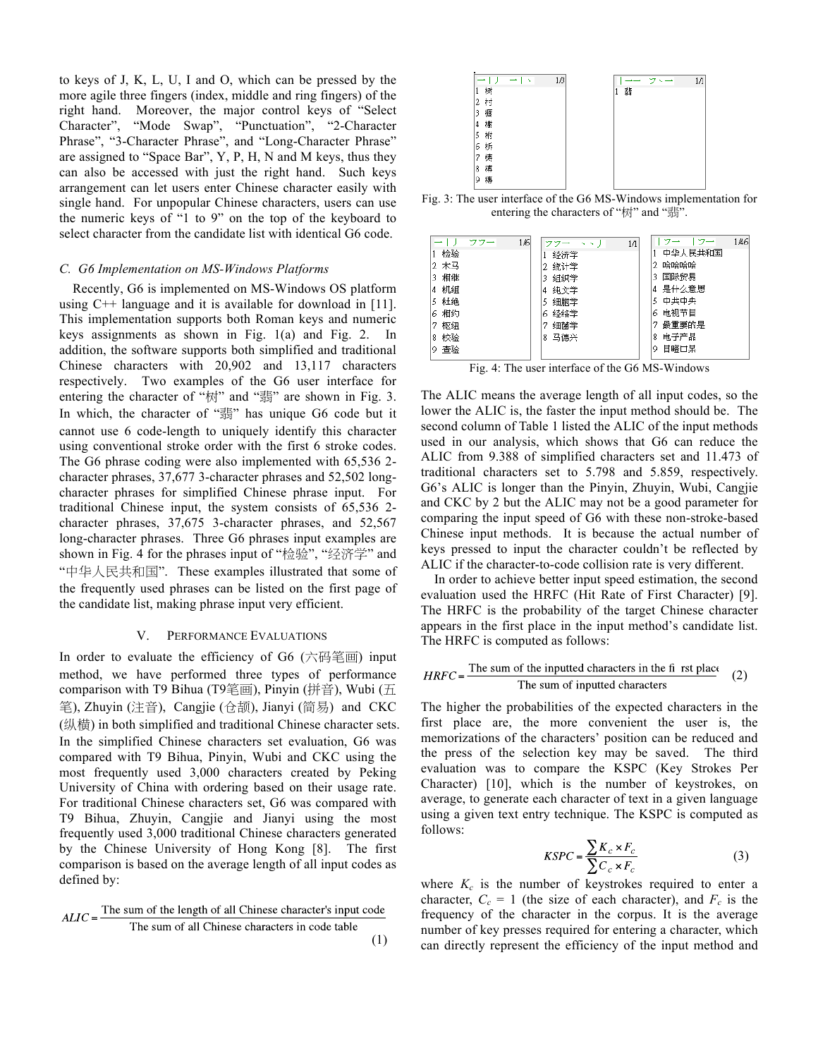to keys of J, K, L, U, I and O, which can be pressed by the more agile three fingers (index, middle and ring fingers) of the right hand. Moreover, the major control keys of "Select Character", "Mode Swap", "Punctuation", "2-Character Phrase", "3-Character Phrase", and "Long-Character Phrase" are assigned to "Space Bar", Y, P, H, N and M keys, thus they can also be accessed with just the right hand. Such keys arrangement can let users enter Chinese character easily with single hand. For unpopular Chinese characters, users can use the numeric keys of "1 to 9" on the top of the keyboard to select character from the candidate list with identical G6 code.

### *C. G6 Implementation on MS-Windows Platforms*

Recently, G6 is implemented on MS-Windows OS platform using C++ language and it is available for download in [11]. This implementation supports both Roman keys and numeric keys assignments as shown in Fig. 1(a) and Fig. 2. In addition, the software supports both simplified and traditional Chinese characters with 20,902 and 13,117 characters respectively. Two examples of the G6 user interface for entering the character of "树" and "翡" are shown in Fig. 3. In which, the character of "翡" has unique G6 code but it cannot use 6 code-length to uniquely identify this character using conventional stroke order with the first 6 stroke codes. The G6 phrase coding were also implemented with 65,536 2-character phrases, 37,677 3-character phrases and 52,502 long-character phrases for simplified Chinese phrase input. For traditional Chinese input, the system consists of 65,536 2-character phrases, 37,675 3-character phrases, and 52,567 long-character phrases. Three G6 phrases input examples are shown in Fig. 4 for the phrases input of "检验", "经济学" and "中华人民共和国". These examples illustrated that some of the frequently used phrases can be listed on the first page of the candidate list, making phrase input very efficient.

Fig. 3: The user interface of the G6 MS-Windows implementation for entering the characters of "树" and "翡".

Fig. 4: The user interface of the G6 MS-Windows

## V. Performance Evaluations

In order to evaluate the efficiency of G6 (六码笔画) input method, we have performed three types of performance comparison with T9 Bihua (T9笔画), Pinyin (拼音), Wubi (五笔), Zhuyin (注音), Cangjie (仓颉), Jianyi (简易) and CKC (纵横) in both simplified and traditional Chinese character sets. In the simplified Chinese characters set evaluation, G6 was compared with T9 Bihua, Pinyin, Wubi and CKC using the most frequently used 3,000 characters created by Peking University of China with ordering based on their usage rate. For traditional Chinese characters set, G6 was compared with T9 Bihua, Zhuyin, Cangjie and Jianyi using the most frequently used 3,000 traditional Chinese characters generated by the Chinese University of Hong Kong [8]. The first comparison is based on the average length of all input codes as defined by:

$$ALIC = \frac{\text{The sum of the length of all Chinese character's input code}}{\text{The sum of all Chinese characters in code table}} \quad (1)$$

The ALIC means the average length of all input codes, so the lower the ALIC is, the faster the input method should be. The second column of Table 1 listed the ALIC of the input methods used in our analysis, which shows that G6 can reduce the ALIC from 9.388 of simplified characters set and 11.473 of traditional characters set to 5.798 and 5.859, respectively. G6's ALIC is longer than the Pinyin, Zhuyin, Wubi, Cangjie and CKC by 2 but the ALIC may not be a good parameter for comparing the input speed of G6 with these non-stroke-based Chinese input methods. It is because the actual number of keys pressed to input the character couldn't be reflected by ALIC if the character-to-code collision rate is very different.

In order to achieve better input speed estimation, the second evaluation used the HRFC (Hit Rate of First Character) [9]. The HRFC is the probability of the target Chinese character appears in the first place in the input method's candidate list. The HRFC is computed as follows:

$$HRFC = \frac{\text{The sum of the inputted characters in the first place}}{\text{The sum of inputted characters}} \quad (2)$$

The higher the probabilities of the expected characters in the first place are, the more convenient the user is, the memorizations of the characters' position can be reduced and the press of the selection key may be saved. The third evaluation was to compare the KSPC (Key Strokes Per Character) [10], which is the number of keystrokes, on average, to generate each character of text in a given language using a given text entry technique. The KSPC is computed as follows:

$$KSPC = \frac{\sum K_c \times F_c}{\sum C_c \times F_c} \quad (3)$$

where $K_c$ is the number of keystrokes required to enter a character, $C_c$ = 1 (the size of each character), and $F_c$ is the frequency of the character in the corpus. It is the average number of key presses required for entering a character, which can directly represent the efficiency of the input method and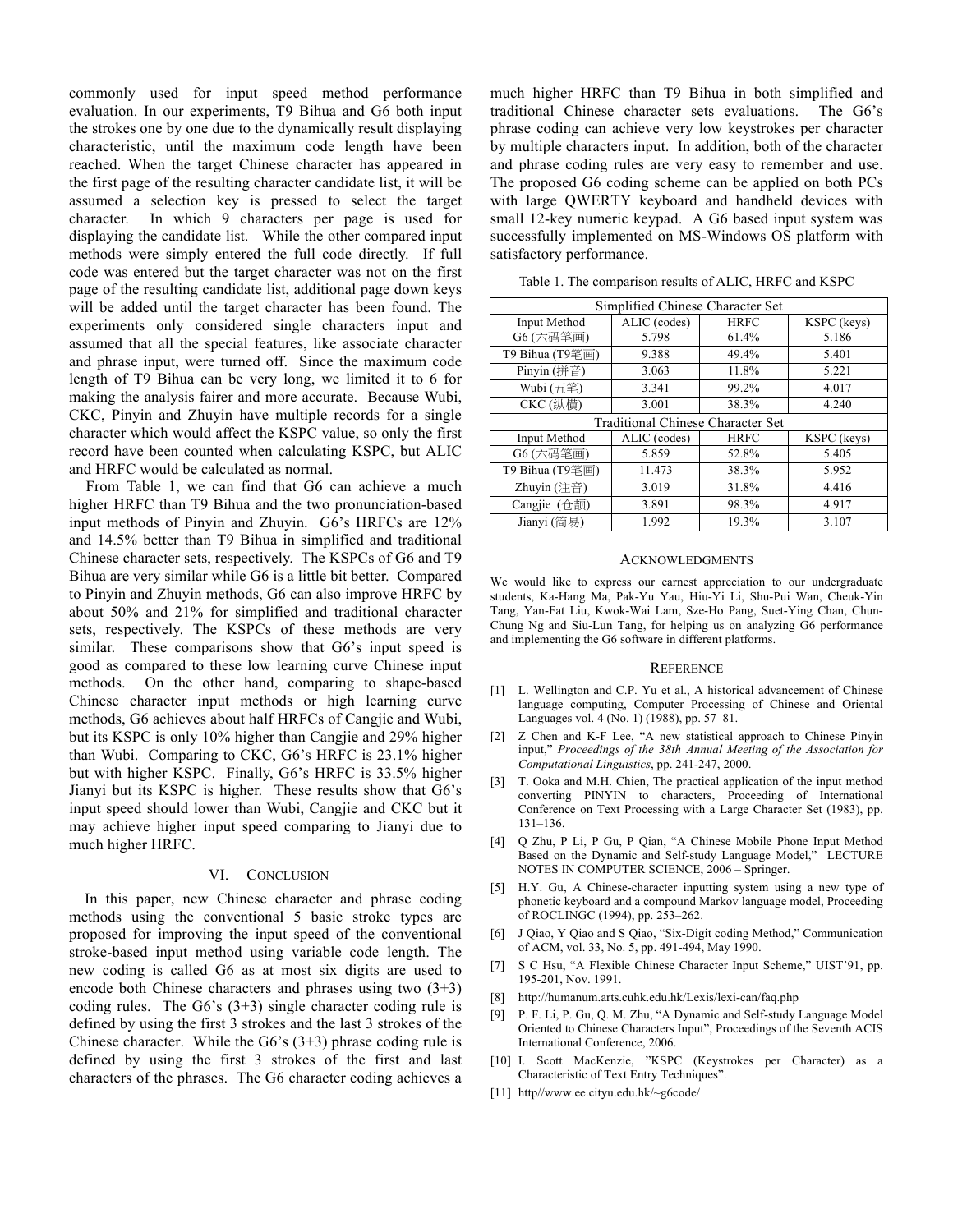commonly used for input speed method performance evaluation. In our experiments, T9 Bihua and G6 both input the strokes one by one due to the dynamically result displaying characteristic, until the maximum code length have been reached. When the target Chinese character has appeared in the first page of the resulting character candidate list, it will be assumed a selection key is pressed to select the target character. In which 9 characters per page is used for displaying the candidate list. While the other compared input methods were simply entered the full code directly. If full code was entered but the target character was not on the first page of the resulting candidate list, additional page down keys will be added until the target character has been found. The experiments only considered single characters input and assumed that all the special features, like associate character and phrase input, were turned off. Since the maximum code length of T9 Bihua can be very long, we limited it to 6 for making the analysis fairer and more accurate. Because Wubi, CKC, Pinyin and Zhuyin have multiple records for a single character which would affect the KSPC value, so only the first record have been counted when calculating KSPC, but ALIC and HRFC would be calculated as normal.

From Table 1, we can find that G6 can achieve a much higher HRFC than T9 Bihua and the two pronunciation-based input methods of Pinyin and Zhuyin. G6's HRFCs are 12% and 14.5% better than T9 Bihua in simplified and traditional Chinese character sets, respectively. The KSPCs of G6 and T9 Bihua are very similar while G6 is a little bit better. Compared to Pinyin and Zhuyin methods, G6 can also improve HRFC by about 50% and 21% for simplified and traditional character sets, respectively. The KSPCs of these methods are very similar. These comparisons show that G6's input speed is good as compared to these low learning curve Chinese input methods. On the other hand, comparing to shape-based Chinese character input methods or high learning curve methods, G6 achieves about half HRFCs of Cangjie and Wubi, but its KSPC is only 10% higher than Cangjie and 29% higher than Wubi. Comparing to CKC, G6's HRFC is 23.1% higher but with higher KSPC. Finally, G6's HRFC is 33.5% higher Jianyi but its KSPC is higher. These results show that G6's input speed should lower than Wubi, Cangjie and CKC but it may achieve higher input speed comparing to Jianyi due to much higher HRFC.

## VI. Conclusion

In this paper, new Chinese character and phrase coding methods using the conventional 5 basic stroke types are proposed for improving the input speed of the conventional stroke-based input method using variable code length. The new coding is called G6 as at most six digits are used to encode both Chinese characters and phrases using two (3+3) coding rules. The G6's (3+3) single character coding rule is defined by using the first 3 strokes and the last 3 strokes of the Chinese character. While the G6's (3+3) phrase coding rule is defined by using the first 3 strokes of the first and last characters of the phrases. The G6 character coding achieves a much higher HRFC than T9 Bihua in both simplified and traditional Chinese character sets evaluations. The G6's phrase coding can achieve very low keystrokes per character by multiple characters input. In addition, both of the character and phrase coding rules are very easy to remember and use. The proposed G6 coding scheme can be applied on both PCs with large QWERTY keyboard and handheld devices with small 12-key numeric keypad. A G6 based input system was successfully implemented on MS-Windows OS platform with satisfactory performance.

Table 1. The comparison results of ALIC, HRFC and KSPC

| Simplified Chinese Character Set | | | |
|---|---|---|---|
| Input Method | ALIC (codes) | HRFC | KSPC (keys) |
| G6 (六码笔画) | 5.798 | 61.4% | 5.186 |
| T9 Bihua (T9笔画) | 9.388 | 49.4% | 5.401 |
| Pinyin (拼音) | 3.063 | 11.8% | 5.221 |
| Wubi (五笔) | 3.341 | 99.2% | 4.017 |
| CKC (纵横) | 3.001 | 38.3% | 4.240 |
| **Traditional Chinese Character Set** | | | |
| Input Method | ALIC (codes) | HRFC | KSPC (keys) |
| G6 (六码笔画) | 5.859 | 52.8% | 5.405 |
| T9 Bihua (T9笔画) | 11.473 | 38.3% | 5.952 |
| Zhuyin (注音) | 3.019 | 31.8% | 4.416 |
| Cangjie (仓颉) | 3.891 | 98.3% | 4.917 |
| Jianyi (简易) | 1.992 | 19.3% | 3.107 |

## Acknowledgments

We would like to express our earnest appreciation to our undergraduate students, Ka-Hang Ma, Pak-Yu Yau, Hiu-Yi Li, Shu-Pui Wan, Cheuk-Yin Tang, Yan-Fat Liu, Kwok-Wai Lam, Sze-Ho Pang, Suet-Ying Chan, Chun-Chung Ng and Siu-Lun Tang, for helping us on analyzing G6 performance and implementing the G6 software in different platforms.

## Reference

[1] L. Wellington and C.P. Yu et al., A historical advancement of Chinese language computing, Computer Processing of Chinese and Oriental Languages vol. 4 (No. 1) (1988), pp. 57–81.

[2] Z Chen and K-F Lee, "A new statistical approach to Chinese Pinyin input," *Proceedings of the 38th Annual Meeting of the Association for Computational Linguistics*, pp. 241-247, 2000.

[3] T. Ooka and M.H. Chien, The practical application of the input method converting PINYIN to characters, Proceeding of International Conference on Text Processing with a Large Character Set (1983), pp. 131–136.

[4] Q Zhu, P Li, P Gu, P Qian, "A Chinese Mobile Phone Input Method Based on the Dynamic and Self-study Language Model," LECTURE NOTES IN COMPUTER SCIENCE, 2006 – Springer.

[5] H.Y. Gu, A Chinese-character inputting system using a new type of phonetic keyboard and a compound Markov language model, Proceeding of ROCLINGC (1994), pp. 253–262.

[6] J Qiao, Y Qiao and S Qiao, "Six-Digit coding Method," Communication of ACM, vol. 33, No. 5, pp. 491-494, May 1990.

[7] S C Hsu, "A Flexible Chinese Character Input Scheme," UIST'91, pp. 195-201, Nov. 1991.

[8] http://humanum.arts.cuhk.edu.hk/Lexis/lexi-can/faq.php

[9] P. F. Li, P. Gu, Q. M. Zhu, "A Dynamic and Self-study Language Model Oriented to Chinese Characters Input", Proceedings of the Seventh ACIS International Conference, 2006.

[10] I. Scott MacKenzie, "KSPC (Keystrokes per Character) as a Characteristic of Text Entry Techniques".

[11] http//www.ee.cityu.edu.hk/~g6code/